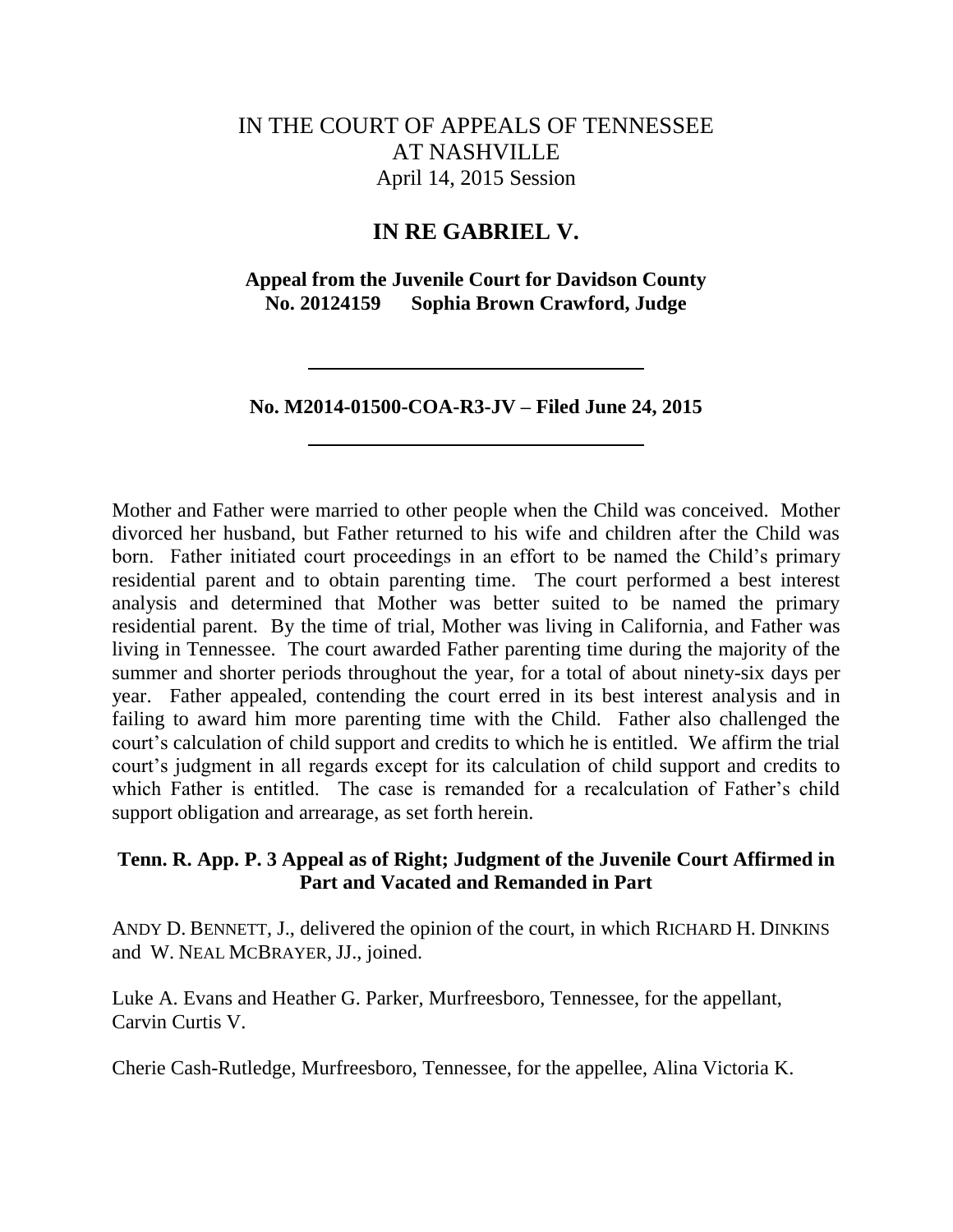IN THE COURT OF APPEALS OF TENNESSEE
AT NASHVILLE
April 14, 2015 Session

# IN RE GABRIEL V.

**Appeal from the Juvenile Court for Davidson County**
**No. 20124159 Sophia Brown Crawford, Judge**

---

**No. M2014-01500-COA-R3-JV – Filed June 24, 2015**

---

Mother and Father were married to other people when the Child was conceived. Mother divorced her husband, but Father returned to his wife and children after the Child was born. Father initiated court proceedings in an effort to be named the Child's primary residential parent and to obtain parenting time. The court performed a best interest analysis and determined that Mother was better suited to be named the primary residential parent. By the time of trial, Mother was living in California, and Father was living in Tennessee. The court awarded Father parenting time during the majority of the summer and shorter periods throughout the year, for a total of about ninety-six days per year. Father appealed, contending the court erred in its best interest analysis and in failing to award him more parenting time with the Child. Father also challenged the court's calculation of child support and credits to which he is entitled. We affirm the trial court's judgment in all regards except for its calculation of child support and credits to which Father is entitled. The case is remanded for a recalculation of Father's child support obligation and arrearage, as set forth herein.

**Tenn. R. App. P. 3 Appeal as of Right; Judgment of the Juvenile Court Affirmed in Part and Vacated and Remanded in Part**

ANDY D. BENNETT, J., delivered the opinion of the court, in which RICHARD H. DINKINS and W. NEAL MCBRAYER, JJ., joined.

Luke A. Evans and Heather G. Parker, Murfreesboro, Tennessee, for the appellant, Carvin Curtis V.

Cherie Cash-Rutledge, Murfreesboro, Tennessee, for the appellee, Alina Victoria K.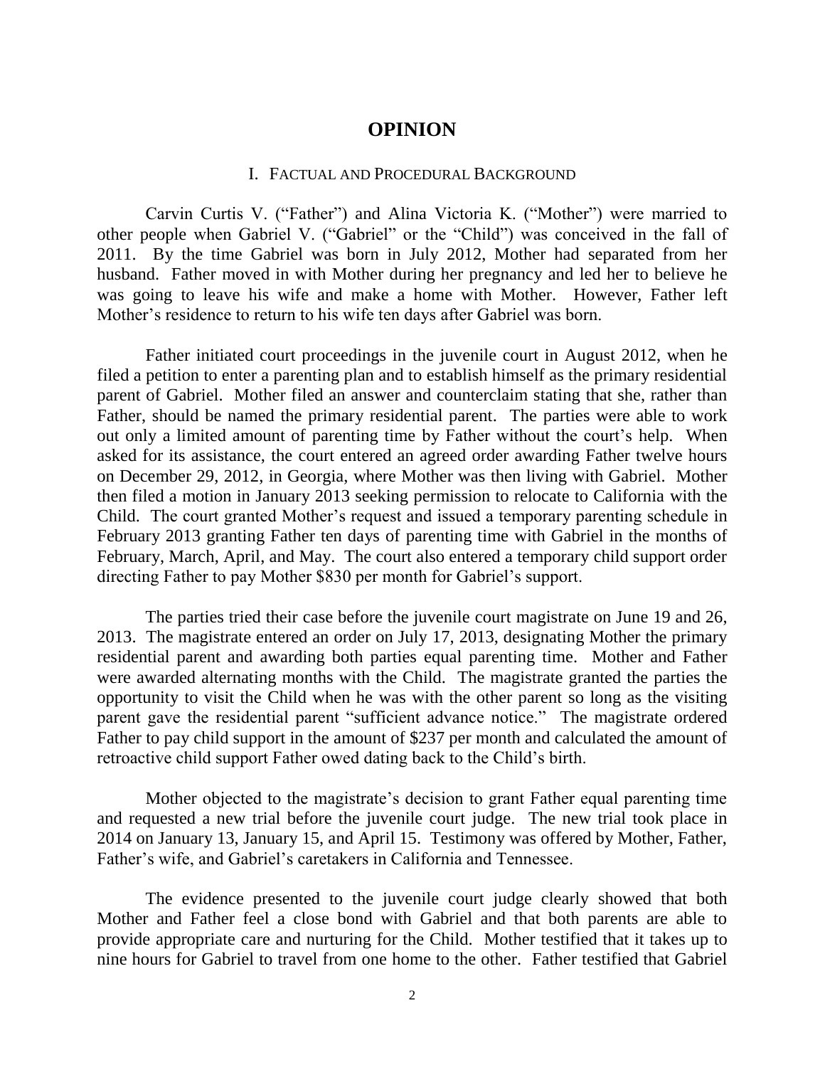# OPINION

## I. Factual and Procedural Background

Carvin Curtis V. ("Father") and Alina Victoria K. ("Mother") were married to other people when Gabriel V. ("Gabriel" or the "Child") was conceived in the fall of 2011. By the time Gabriel was born in July 2012, Mother had separated from her husband. Father moved in with Mother during her pregnancy and led her to believe he was going to leave his wife and make a home with Mother. However, Father left Mother's residence to return to his wife ten days after Gabriel was born.

Father initiated court proceedings in the juvenile court in August 2012, when he filed a petition to enter a parenting plan and to establish himself as the primary residential parent of Gabriel. Mother filed an answer and counterclaim stating that she, rather than Father, should be named the primary residential parent. The parties were able to work out only a limited amount of parenting time by Father without the court's help. When asked for its assistance, the court entered an agreed order awarding Father twelve hours on December 29, 2012, in Georgia, where Mother was then living with Gabriel. Mother then filed a motion in January 2013 seeking permission to relocate to California with the Child. The court granted Mother's request and issued a temporary parenting schedule in February 2013 granting Father ten days of parenting time with Gabriel in the months of February, March, April, and May. The court also entered a temporary child support order directing Father to pay Mother $830 per month for Gabriel's support.

The parties tried their case before the juvenile court magistrate on June 19 and 26, 2013. The magistrate entered an order on July 17, 2013, designating Mother the primary residential parent and awarding both parties equal parenting time. Mother and Father were awarded alternating months with the Child. The magistrate granted the parties the opportunity to visit the Child when he was with the other parent so long as the visiting parent gave the residential parent "sufficient advance notice." The magistrate ordered Father to pay child support in the amount of $237 per month and calculated the amount of retroactive child support Father owed dating back to the Child's birth.

Mother objected to the magistrate's decision to grant Father equal parenting time and requested a new trial before the juvenile court judge. The new trial took place in 2014 on January 13, January 15, and April 15. Testimony was offered by Mother, Father, Father's wife, and Gabriel's caretakers in California and Tennessee.

The evidence presented to the juvenile court judge clearly showed that both Mother and Father feel a close bond with Gabriel and that both parents are able to provide appropriate care and nurturing for the Child. Mother testified that it takes up to nine hours for Gabriel to travel from one home to the other. Father testified that Gabriel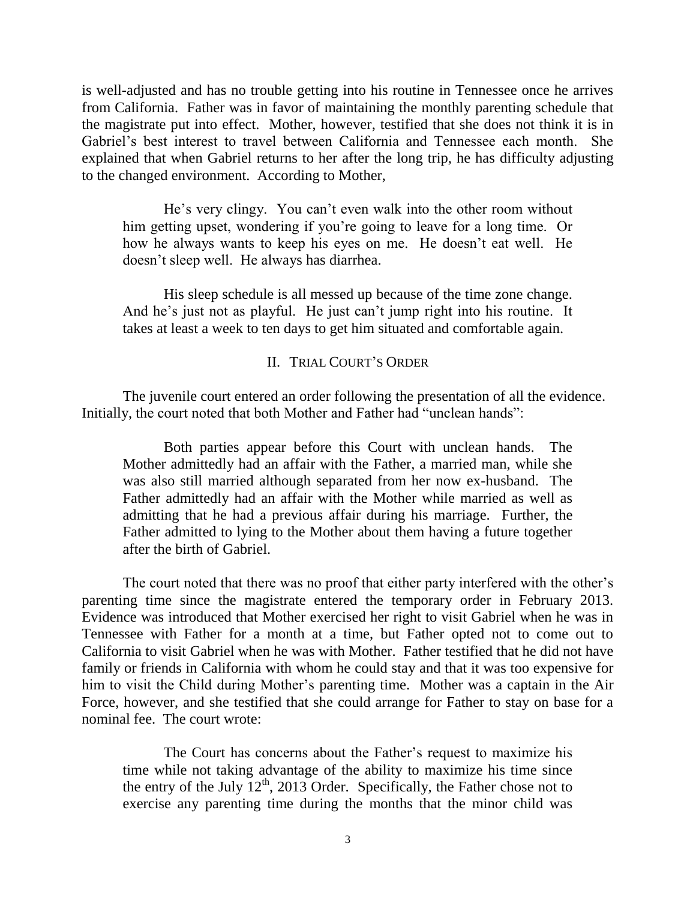is well-adjusted and has no trouble getting into his routine in Tennessee once he arrives from California. Father was in favor of maintaining the monthly parenting schedule that the magistrate put into effect. Mother, however, testified that she does not think it is in Gabriel's best interest to travel between California and Tennessee each month. She explained that when Gabriel returns to her after the long trip, he has difficulty adjusting to the changed environment. According to Mother,

> He's very clingy. You can't even walk into the other room without him getting upset, wondering if you're going to leave for a long time. Or how he always wants to keep his eyes on me. He doesn't eat well. He doesn't sleep well. He always has diarrhea.
>
> His sleep schedule is all messed up because of the time zone change. And he's just not as playful. He just can't jump right into his routine. It takes at least a week to ten days to get him situated and comfortable again.

## II. Trial Court's Order

The juvenile court entered an order following the presentation of all the evidence. Initially, the court noted that both Mother and Father had "unclean hands":

> Both parties appear before this Court with unclean hands. The Mother admittedly had an affair with the Father, a married man, while she was also still married although separated from her now ex-husband. The Father admittedly had an affair with the Mother while married as well as admitting that he had a previous affair during his marriage. Further, the Father admitted to lying to the Mother about them having a future together after the birth of Gabriel.

The court noted that there was no proof that either party interfered with the other's parenting time since the magistrate entered the temporary order in February 2013. Evidence was introduced that Mother exercised her right to visit Gabriel when he was in Tennessee with Father for a month at a time, but Father opted not to come out to California to visit Gabriel when he was with Mother. Father testified that he did not have family or friends in California with whom he could stay and that it was too expensive for him to visit the Child during Mother's parenting time. Mother was a captain in the Air Force, however, and she testified that she could arrange for Father to stay on base for a nominal fee. The court wrote:

> The Court has concerns about the Father's request to maximize his time while not taking advantage of the ability to maximize his time since the entry of the July 12th, 2013 Order. Specifically, the Father chose not to exercise any parenting time during the months that the minor child was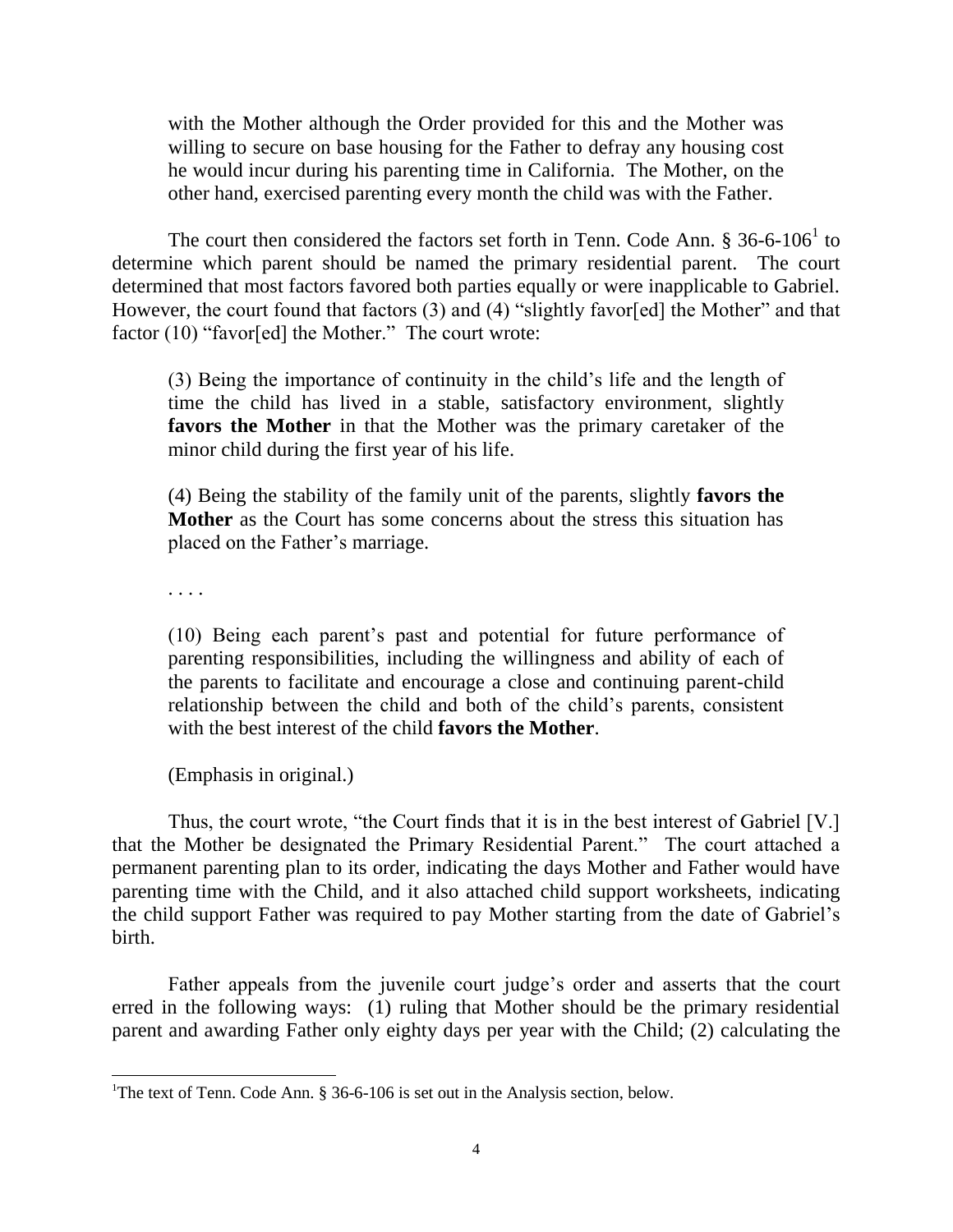with the Mother although the Order provided for this and the Mother was willing to secure on base housing for the Father to defray any housing cost he would incur during his parenting time in California. The Mother, on the other hand, exercised parenting every month the child was with the Father.

The court then considered the factors set forth in Tenn. Code Ann. § 36-6-106[1] to determine which parent should be named the primary residential parent. The court determined that most factors favored both parties equally or were inapplicable to Gabriel. However, the court found that factors (3) and (4) "slightly favor[ed] the Mother" and that factor (10) "favor[ed] the Mother." The court wrote:

> (3) Being the importance of continuity in the child's life and the length of time the child has lived in a stable, satisfactory environment, slightly **favors the Mother** in that the Mother was the primary caretaker of the minor child during the first year of his life.
>
> (4) Being the stability of the family unit of the parents, slightly **favors the Mother** as the Court has some concerns about the stress this situation has placed on the Father's marriage.
>
> . . . .
>
> (10) Being each parent's past and potential for future performance of parenting responsibilities, including the willingness and ability of each of the parents to facilitate and encourage a close and continuing parent-child relationship between the child and both of the child's parents, consistent with the best interest of the child **favors the Mother**.
>
> (Emphasis in original.)

Thus, the court wrote, "the Court finds that it is in the best interest of Gabriel [V.] that the Mother be designated the Primary Residential Parent." The court attached a permanent parenting plan to its order, indicating the days Mother and Father would have parenting time with the Child, and it also attached child support worksheets, indicating the child support Father was required to pay Mother starting from the date of Gabriel's birth.

Father appeals from the juvenile court judge's order and asserts that the court erred in the following ways: (1) ruling that Mother should be the primary residential parent and awarding Father only eighty days per year with the Child; (2) calculating the

---

[1]The text of Tenn. Code Ann. § 36-6-106 is set out in the Analysis section, below.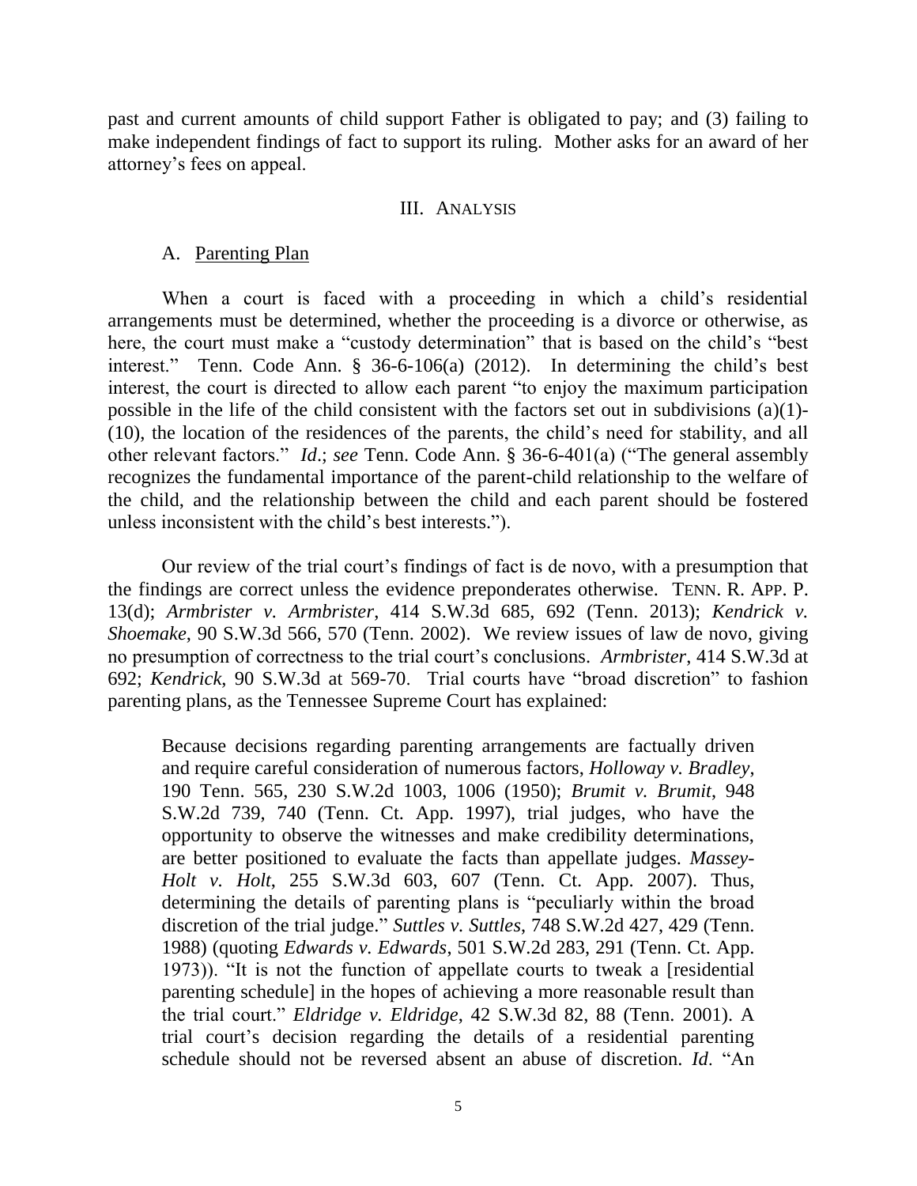past and current amounts of child support Father is obligated to pay; and (3) failing to make independent findings of fact to support its ruling. Mother asks for an award of her attorney's fees on appeal.

## III. ANALYSIS

### A. Parenting Plan

When a court is faced with a proceeding in which a child's residential arrangements must be determined, whether the proceeding is a divorce or otherwise, as here, the court must make a "custody determination" that is based on the child's "best interest." Tenn. Code Ann. § 36-6-106(a) (2012). In determining the child's best interest, the court is directed to allow each parent "to enjoy the maximum participation possible in the life of the child consistent with the factors set out in subdivisions (a)(1)-(10), the location of the residences of the parents, the child's need for stability, and all other relevant factors." *Id*.; *see* Tenn. Code Ann. § 36-6-401(a) ("The general assembly recognizes the fundamental importance of the parent-child relationship to the welfare of the child, and the relationship between the child and each parent should be fostered unless inconsistent with the child's best interests.").

Our review of the trial court's findings of fact is de novo, with a presumption that the findings are correct unless the evidence preponderates otherwise. TENN. R. APP. P. 13(d); *Armbrister v. Armbrister*, 414 S.W.3d 685, 692 (Tenn. 2013); *Kendrick v. Shoemake*, 90 S.W.3d 566, 570 (Tenn. 2002). We review issues of law de novo, giving no presumption of correctness to the trial court's conclusions. *Armbrister*, 414 S.W.3d at 692; *Kendrick*, 90 S.W.3d at 569-70. Trial courts have "broad discretion" to fashion parenting plans, as the Tennessee Supreme Court has explained:

> Because decisions regarding parenting arrangements are factually driven and require careful consideration of numerous factors, *Holloway v. Bradley*, 190 Tenn. 565, 230 S.W.2d 1003, 1006 (1950); *Brumit v. Brumit*, 948 S.W.2d 739, 740 (Tenn. Ct. App. 1997), trial judges, who have the opportunity to observe the witnesses and make credibility determinations, are better positioned to evaluate the facts than appellate judges. *Massey-Holt v. Holt*, 255 S.W.3d 603, 607 (Tenn. Ct. App. 2007). Thus, determining the details of parenting plans is "peculiarly within the broad discretion of the trial judge." *Suttles v. Suttles*, 748 S.W.2d 427, 429 (Tenn. 1988) (quoting *Edwards v. Edwards*, 501 S.W.2d 283, 291 (Tenn. Ct. App. 1973)). "It is not the function of appellate courts to tweak a [residential parenting schedule] in the hopes of achieving a more reasonable result than the trial court." *Eldridge v. Eldridge*, 42 S.W.3d 82, 88 (Tenn. 2001). A trial court's decision regarding the details of a residential parenting schedule should not be reversed absent an abuse of discretion. *Id*. "An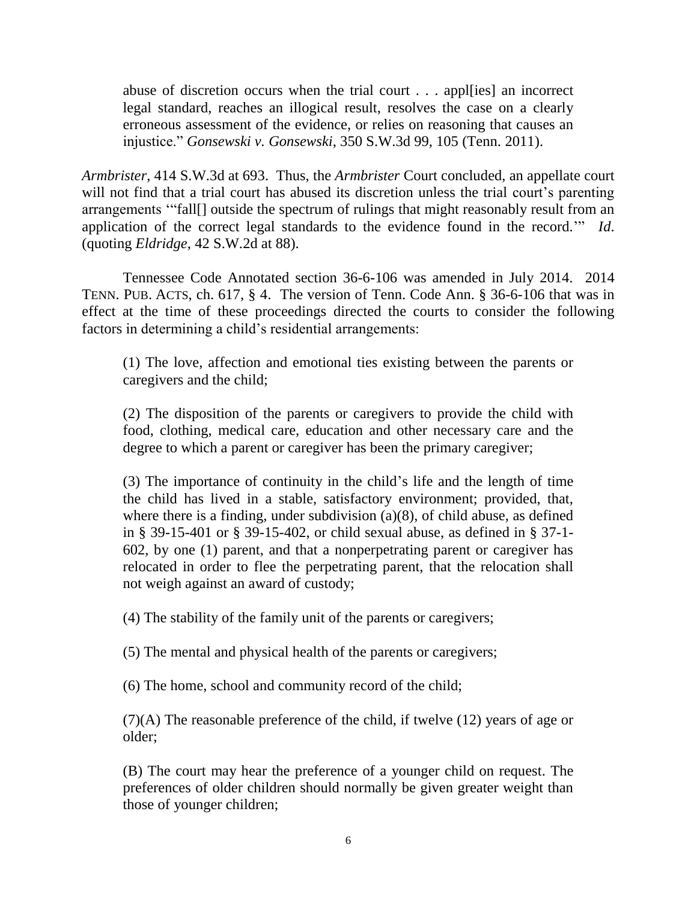> abuse of discretion occurs when the trial court . . . appl[ies] an incorrect legal standard, reaches an illogical result, resolves the case on a clearly erroneous assessment of the evidence, or relies on reasoning that causes an injustice." *Gonsewski v. Gonsewski*, 350 S.W.3d 99, 105 (Tenn. 2011).

*Armbrister*, 414 S.W.3d at 693. Thus, the *Armbrister* Court concluded, an appellate court will not find that a trial court has abused its discretion unless the trial court's parenting arrangements '"fall[] outside the spectrum of rulings that might reasonably result from an application of the correct legal standards to the evidence found in the record.'" *Id*. (quoting *Eldridge*, 42 S.W.2d at 88).

Tennessee Code Annotated section 36-6-106 was amended in July 2014. 2014 TENN. PUB. ACTS, ch. 617, § 4. The version of Tenn. Code Ann. § 36-6-106 that was in effect at the time of these proceedings directed the courts to consider the following factors in determining a child's residential arrangements:

> (1) The love, affection and emotional ties existing between the parents or caregivers and the child;
>
> (2) The disposition of the parents or caregivers to provide the child with food, clothing, medical care, education and other necessary care and the degree to which a parent or caregiver has been the primary caregiver;
>
> (3) The importance of continuity in the child's life and the length of time the child has lived in a stable, satisfactory environment; provided, that, where there is a finding, under subdivision (a)(8), of child abuse, as defined in § 39-15-401 or § 39-15-402, or child sexual abuse, as defined in § 37-1-602, by one (1) parent, and that a nonperpetrating parent or caregiver has relocated in order to flee the perpetrating parent, that the relocation shall not weigh against an award of custody;
>
> (4) The stability of the family unit of the parents or caregivers;
>
> (5) The mental and physical health of the parents or caregivers;
>
> (6) The home, school and community record of the child;
>
> (7)(A) The reasonable preference of the child, if twelve (12) years of age or older;
>
> (B) The court may hear the preference of a younger child on request. The preferences of older children should normally be given greater weight than those of younger children;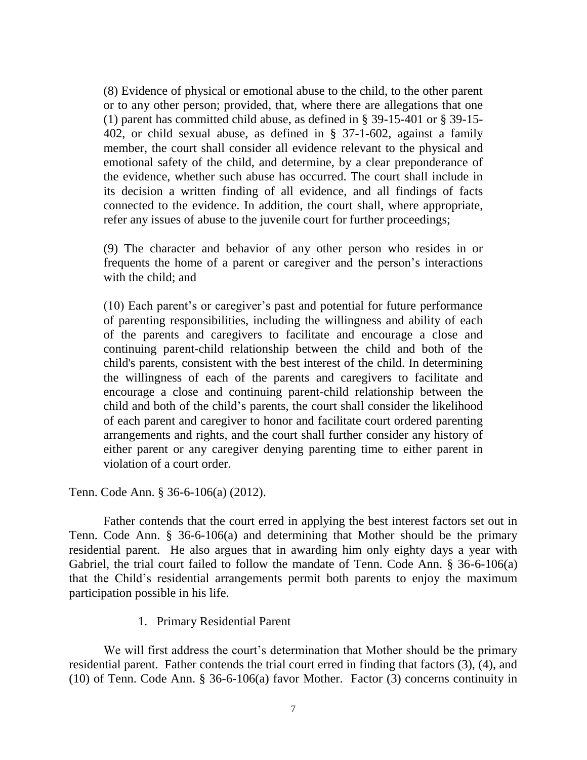> (8) Evidence of physical or emotional abuse to the child, to the other parent or to any other person; provided, that, where there are allegations that one (1) parent has committed child abuse, as defined in § 39-15-401 or § 39-15-402, or child sexual abuse, as defined in § 37-1-602, against a family member, the court shall consider all evidence relevant to the physical and emotional safety of the child, and determine, by a clear preponderance of the evidence, whether such abuse has occurred. The court shall include in its decision a written finding of all evidence, and all findings of facts connected to the evidence. In addition, the court shall, where appropriate, refer any issues of abuse to the juvenile court for further proceedings;
>
> (9) The character and behavior of any other person who resides in or frequents the home of a parent or caregiver and the person's interactions with the child; and
>
> (10) Each parent's or caregiver's past and potential for future performance of parenting responsibilities, including the willingness and ability of each of the parents and caregivers to facilitate and encourage a close and continuing parent-child relationship between the child and both of the child's parents, consistent with the best interest of the child. In determining the willingness of each of the parents and caregivers to facilitate and encourage a close and continuing parent-child relationship between the child and both of the child's parents, the court shall consider the likelihood of each parent and caregiver to honor and facilitate court ordered parenting arrangements and rights, and the court shall further consider any history of either parent or any caregiver denying parenting time to either parent in violation of a court order.

Tenn. Code Ann. § 36-6-106(a) (2012).

Father contends that the court erred in applying the best interest factors set out in Tenn. Code Ann. § 36-6-106(a) and determining that Mother should be the primary residential parent. He also argues that in awarding him only eighty days a year with Gabriel, the trial court failed to follow the mandate of Tenn. Code Ann. § 36-6-106(a) that the Child's residential arrangements permit both parents to enjoy the maximum participation possible in his life.

1. Primary Residential Parent

We will first address the court's determination that Mother should be the primary residential parent. Father contends the trial court erred in finding that factors (3), (4), and (10) of Tenn. Code Ann. § 36-6-106(a) favor Mother. Factor (3) concerns continuity in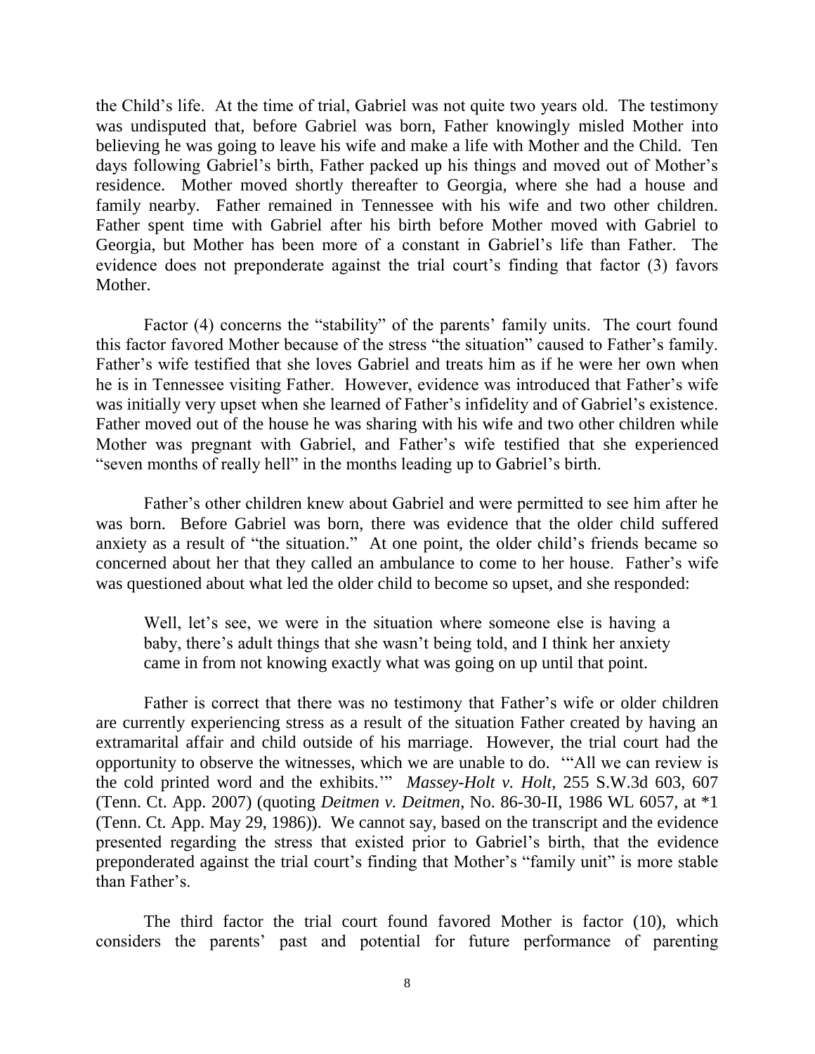the Child's life. At the time of trial, Gabriel was not quite two years old. The testimony was undisputed that, before Gabriel was born, Father knowingly misled Mother into believing he was going to leave his wife and make a life with Mother and the Child. Ten days following Gabriel's birth, Father packed up his things and moved out of Mother's residence. Mother moved shortly thereafter to Georgia, where she had a house and family nearby. Father remained in Tennessee with his wife and two other children. Father spent time with Gabriel after his birth before Mother moved with Gabriel to Georgia, but Mother has been more of a constant in Gabriel's life than Father. The evidence does not preponderate against the trial court's finding that factor (3) favors Mother.

Factor (4) concerns the "stability" of the parents' family units. The court found this factor favored Mother because of the stress "the situation" caused to Father's family. Father's wife testified that she loves Gabriel and treats him as if he were her own when he is in Tennessee visiting Father. However, evidence was introduced that Father's wife was initially very upset when she learned of Father's infidelity and of Gabriel's existence. Father moved out of the house he was sharing with his wife and two other children while Mother was pregnant with Gabriel, and Father's wife testified that she experienced "seven months of really hell" in the months leading up to Gabriel's birth.

Father's other children knew about Gabriel and were permitted to see him after he was born. Before Gabriel was born, there was evidence that the older child suffered anxiety as a result of "the situation." At one point, the older child's friends became so concerned about her that they called an ambulance to come to her house. Father's wife was questioned about what led the older child to become so upset, and she responded:

> Well, let's see, we were in the situation where someone else is having a baby, there's adult things that she wasn't being told, and I think her anxiety came in from not knowing exactly what was going on up until that point.

Father is correct that there was no testimony that Father's wife or older children are currently experiencing stress as a result of the situation Father created by having an extramarital affair and child outside of his marriage. However, the trial court had the opportunity to observe the witnesses, which we are unable to do. '"All we can review is the cold printed word and the exhibits.'" *Massey-Holt v. Holt*, 255 S.W.3d 603, 607 (Tenn. Ct. App. 2007) (quoting *Deitmen v. Deitmen*, No. 86-30-II, 1986 WL 6057, at *1 (Tenn. Ct. App. May 29, 1986)). We cannot say, based on the transcript and the evidence presented regarding the stress that existed prior to Gabriel's birth, that the evidence preponderated against the trial court's finding that Mother's "family unit" is more stable than Father's.

The third factor the trial court found favored Mother is factor (10), which considers the parents' past and potential for future performance of parenting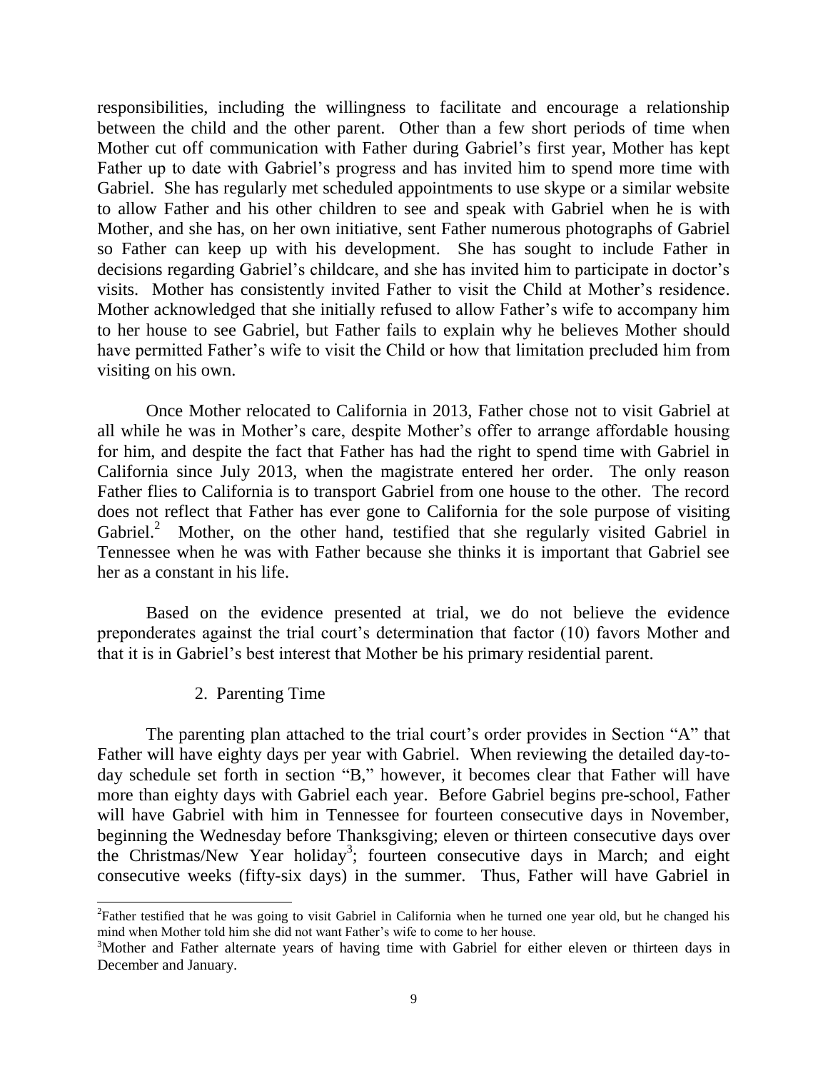responsibilities, including the willingness to facilitate and encourage a relationship between the child and the other parent. Other than a few short periods of time when Mother cut off communication with Father during Gabriel's first year, Mother has kept Father up to date with Gabriel's progress and has invited him to spend more time with Gabriel. She has regularly met scheduled appointments to use skype or a similar website to allow Father and his other children to see and speak with Gabriel when he is with Mother, and she has, on her own initiative, sent Father numerous photographs of Gabriel so Father can keep up with his development. She has sought to include Father in decisions regarding Gabriel's childcare, and she has invited him to participate in doctor's visits. Mother has consistently invited Father to visit the Child at Mother's residence. Mother acknowledged that she initially refused to allow Father's wife to accompany him to her house to see Gabriel, but Father fails to explain why he believes Mother should have permitted Father's wife to visit the Child or how that limitation precluded him from visiting on his own.

Once Mother relocated to California in 2013, Father chose not to visit Gabriel at all while he was in Mother's care, despite Mother's offer to arrange affordable housing for him, and despite the fact that Father has had the right to spend time with Gabriel in California since July 2013, when the magistrate entered her order. The only reason Father flies to California is to transport Gabriel from one house to the other. The record does not reflect that Father has ever gone to California for the sole purpose of visiting Gabriel.[2] Mother, on the other hand, testified that she regularly visited Gabriel in Tennessee when he was with Father because she thinks it is important that Gabriel see her as a constant in his life.

Based on the evidence presented at trial, we do not believe the evidence preponderates against the trial court's determination that factor (10) favors Mother and that it is in Gabriel's best interest that Mother be his primary residential parent.

2. Parenting Time

The parenting plan attached to the trial court's order provides in Section "A" that Father will have eighty days per year with Gabriel. When reviewing the detailed day-to-day schedule set forth in section "B," however, it becomes clear that Father will have more than eighty days with Gabriel each year. Before Gabriel begins pre-school, Father will have Gabriel with him in Tennessee for fourteen consecutive days in November, beginning the Wednesday before Thanksgiving; eleven or thirteen consecutive days over the Christmas/New Year holiday[3]; fourteen consecutive days in March; and eight consecutive weeks (fifty-six days) in the summer. Thus, Father will have Gabriel in

---

[2] Father testified that he was going to visit Gabriel in California when he turned one year old, but he changed his mind when Mother told him she did not want Father's wife to come to her house.

[3] Mother and Father alternate years of having time with Gabriel for either eleven or thirteen days in December and January.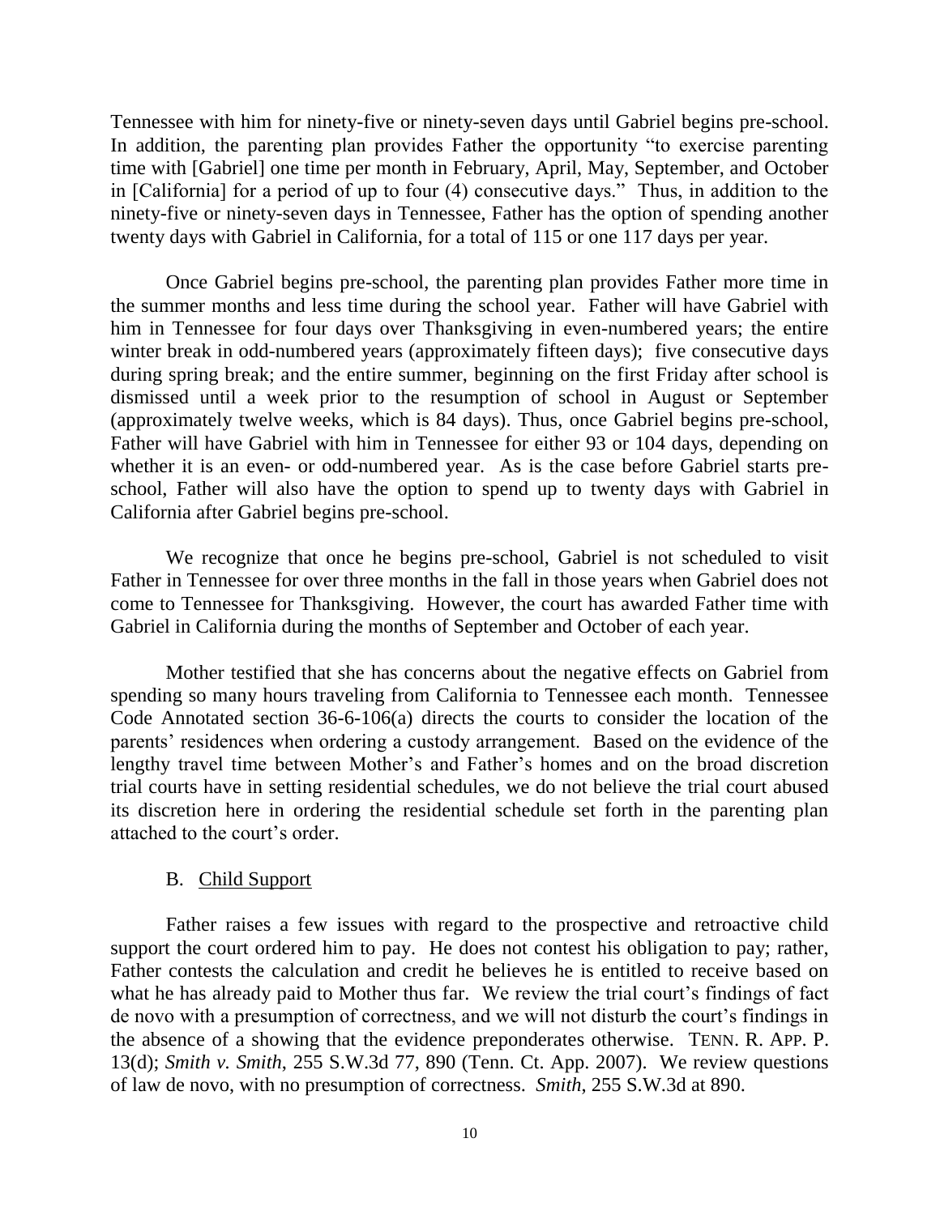Tennessee with him for ninety-five or ninety-seven days until Gabriel begins pre-school. In addition, the parenting plan provides Father the opportunity "to exercise parenting time with [Gabriel] one time per month in February, April, May, September, and October in [California] for a period of up to four (4) consecutive days." Thus, in addition to the ninety-five or ninety-seven days in Tennessee, Father has the option of spending another twenty days with Gabriel in California, for a total of 115 or one 117 days per year.

Once Gabriel begins pre-school, the parenting plan provides Father more time in the summer months and less time during the school year. Father will have Gabriel with him in Tennessee for four days over Thanksgiving in even-numbered years; the entire winter break in odd-numbered years (approximately fifteen days); five consecutive days during spring break; and the entire summer, beginning on the first Friday after school is dismissed until a week prior to the resumption of school in August or September (approximately twelve weeks, which is 84 days). Thus, once Gabriel begins pre-school, Father will have Gabriel with him in Tennessee for either 93 or 104 days, depending on whether it is an even- or odd-numbered year. As is the case before Gabriel starts pre-school, Father will also have the option to spend up to twenty days with Gabriel in California after Gabriel begins pre-school.

We recognize that once he begins pre-school, Gabriel is not scheduled to visit Father in Tennessee for over three months in the fall in those years when Gabriel does not come to Tennessee for Thanksgiving. However, the court has awarded Father time with Gabriel in California during the months of September and October of each year.

Mother testified that she has concerns about the negative effects on Gabriel from spending so many hours traveling from California to Tennessee each month. Tennessee Code Annotated section 36-6-106(a) directs the courts to consider the location of the parents' residences when ordering a custody arrangement. Based on the evidence of the lengthy travel time between Mother's and Father's homes and on the broad discretion trial courts have in setting residential schedules, we do not believe the trial court abused its discretion here in ordering the residential schedule set forth in the parenting plan attached to the court's order.

### B. Child Support

Father raises a few issues with regard to the prospective and retroactive child support the court ordered him to pay. He does not contest his obligation to pay; rather, Father contests the calculation and credit he believes he is entitled to receive based on what he has already paid to Mother thus far. We review the trial court's findings of fact de novo with a presumption of correctness, and we will not disturb the court's findings in the absence of a showing that the evidence preponderates otherwise. TENN. R. APP. P. 13(d); *Smith v. Smith*, 255 S.W.3d 77, 890 (Tenn. Ct. App. 2007). We review questions of law de novo, with no presumption of correctness. *Smith*, 255 S.W.3d at 890.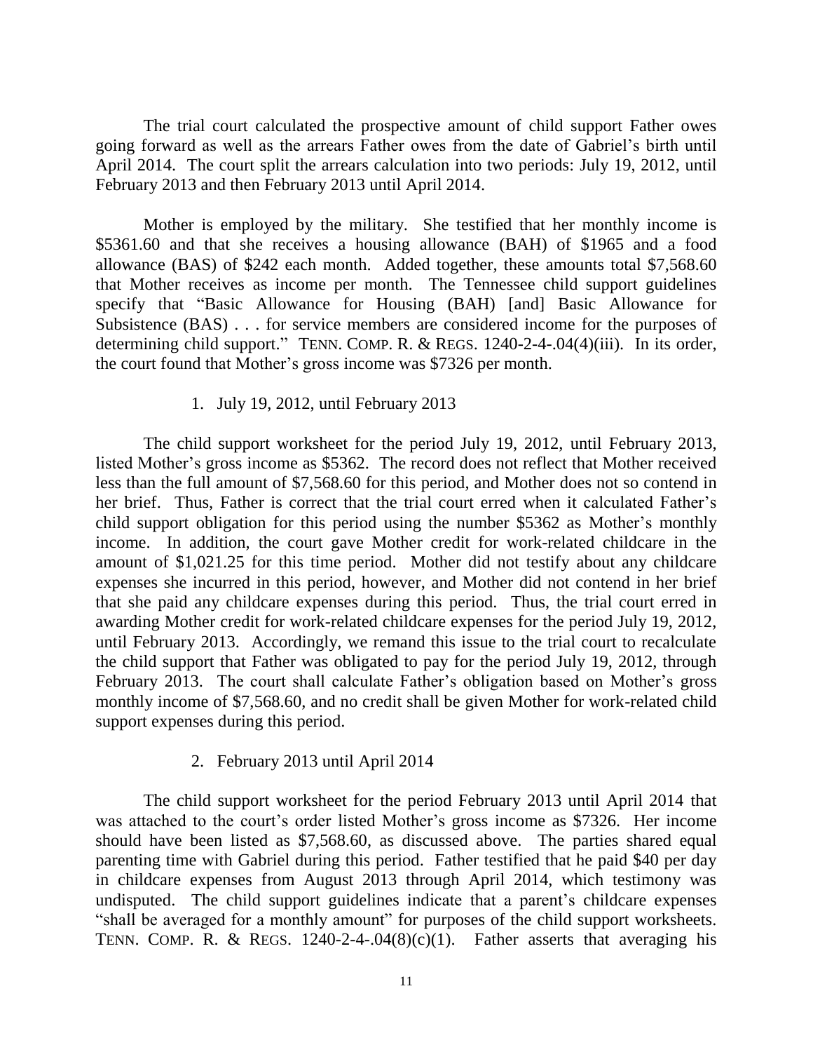The trial court calculated the prospective amount of child support Father owes going forward as well as the arrears Father owes from the date of Gabriel's birth until April 2014. The court split the arrears calculation into two periods: July 19, 2012, until February 2013 and then February 2013 until April 2014.

Mother is employed by the military. She testified that her monthly income is \$5361.60 and that she receives a housing allowance (BAH) of \$1965 and a food allowance (BAS) of \$242 each month. Added together, these amounts total \$7,568.60 that Mother receives as income per month. The Tennessee child support guidelines specify that "Basic Allowance for Housing (BAH) [and] Basic Allowance for Subsistence (BAS) . . . for service members are considered income for the purposes of determining child support." TENN. COMP. R. & REGS. 1240-2-4-.04(4)(iii). In its order, the court found that Mother's gross income was \$7326 per month.

1. July 19, 2012, until February 2013

The child support worksheet for the period July 19, 2012, until February 2013, listed Mother's gross income as \$5362. The record does not reflect that Mother received less than the full amount of \$7,568.60 for this period, and Mother does not so contend in her brief. Thus, Father is correct that the trial court erred when it calculated Father's child support obligation for this period using the number \$5362 as Mother's monthly income. In addition, the court gave Mother credit for work-related childcare in the amount of \$1,021.25 for this time period. Mother did not testify about any childcare expenses she incurred in this period, however, and Mother did not contend in her brief that she paid any childcare expenses during this period. Thus, the trial court erred in awarding Mother credit for work-related childcare expenses for the period July 19, 2012, until February 2013. Accordingly, we remand this issue to the trial court to recalculate the child support that Father was obligated to pay for the period July 19, 2012, through February 2013. The court shall calculate Father's obligation based on Mother's gross monthly income of \$7,568.60, and no credit shall be given Mother for work-related child support expenses during this period.

2. February 2013 until April 2014

The child support worksheet for the period February 2013 until April 2014 that was attached to the court's order listed Mother's gross income as \$7326. Her income should have been listed as \$7,568.60, as discussed above. The parties shared equal parenting time with Gabriel during this period. Father testified that he paid \$40 per day in childcare expenses from August 2013 through April 2014, which testimony was undisputed. The child support guidelines indicate that a parent's childcare expenses "shall be averaged for a monthly amount" for purposes of the child support worksheets. TENN. COMP. R. & REGS. 1240-2-4-.04(8)(c)(1). Father asserts that averaging his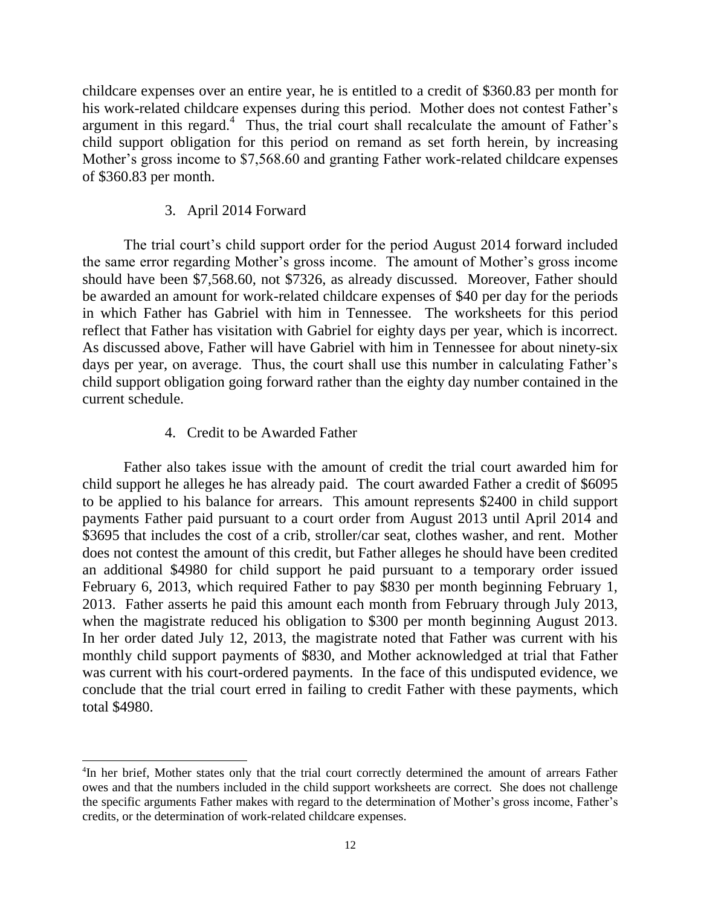childcare expenses over an entire year, he is entitled to a credit of $360.83 per month for his work-related childcare expenses during this period. Mother does not contest Father's argument in this regard.[4] Thus, the trial court shall recalculate the amount of Father's child support obligation for this period on remand as set forth herein, by increasing Mother's gross income to $7,568.60 and granting Father work-related childcare expenses of $360.83 per month.

### 3. April 2014 Forward

The trial court's child support order for the period August 2014 forward included the same error regarding Mother's gross income. The amount of Mother's gross income should have been $7,568.60, not $7326, as already discussed. Moreover, Father should be awarded an amount for work-related childcare expenses of $40 per day for the periods in which Father has Gabriel with him in Tennessee. The worksheets for this period reflect that Father has visitation with Gabriel for eighty days per year, which is incorrect. As discussed above, Father will have Gabriel with him in Tennessee for about ninety-six days per year, on average. Thus, the court shall use this number in calculating Father's child support obligation going forward rather than the eighty day number contained in the current schedule.

### 4. Credit to be Awarded Father

Father also takes issue with the amount of credit the trial court awarded him for child support he alleges he has already paid. The court awarded Father a credit of $6095 to be applied to his balance for arrears. This amount represents $2400 in child support payments Father paid pursuant to a court order from August 2013 until April 2014 and $3695 that includes the cost of a crib, stroller/car seat, clothes washer, and rent. Mother does not contest the amount of this credit, but Father alleges he should have been credited an additional $4980 for child support he paid pursuant to a temporary order issued February 6, 2013, which required Father to pay $830 per month beginning February 1, 2013. Father asserts he paid this amount each month from February through July 2013, when the magistrate reduced his obligation to $300 per month beginning August 2013. In her order dated July 12, 2013, the magistrate noted that Father was current with his monthly child support payments of $830, and Mother acknowledged at trial that Father was current with his court-ordered payments. In the face of this undisputed evidence, we conclude that the trial court erred in failing to credit Father with these payments, which total $4980.

---

[4] In her brief, Mother states only that the trial court correctly determined the amount of arrears Father owes and that the numbers included in the child support worksheets are correct. She does not challenge the specific arguments Father makes with regard to the determination of Mother's gross income, Father's credits, or the determination of work-related childcare expenses.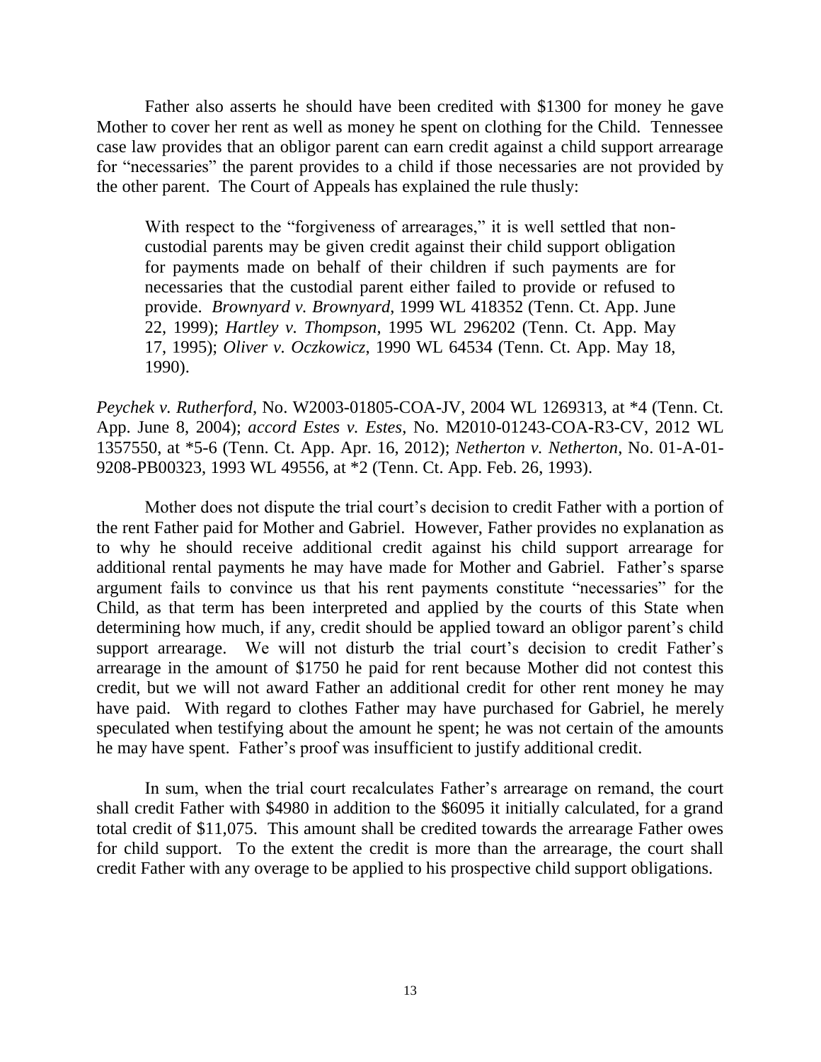Father also asserts he should have been credited with $1300 for money he gave Mother to cover her rent as well as money he spent on clothing for the Child. Tennessee case law provides that an obligor parent can earn credit against a child support arrearage for "necessaries" the parent provides to a child if those necessaries are not provided by the other parent. The Court of Appeals has explained the rule thusly:

> With respect to the "forgiveness of arrearages," it is well settled that non-custodial parents may be given credit against their child support obligation for payments made on behalf of their children if such payments are for necessaries that the custodial parent either failed to provide or refused to provide. *Brownyard v. Brownyard*, 1999 WL 418352 (Tenn. Ct. App. June 22, 1999); *Hartley v. Thompson*, 1995 WL 296202 (Tenn. Ct. App. May 17, 1995); *Oliver v. Oczkowicz*, 1990 WL 64534 (Tenn. Ct. App. May 18, 1990).

*Peychek v. Rutherford*, No. W2003-01805-COA-JV, 2004 WL 1269313, at *4 (Tenn. Ct. App. June 8, 2004); *accord Estes v. Estes*, No. M2010-01243-COA-R3-CV, 2012 WL 1357550, at *5-6 (Tenn. Ct. App. Apr. 16, 2012); *Netherton v. Netherton*, No. 01-A-01-9208-PB00323, 1993 WL 49556, at *2 (Tenn. Ct. App. Feb. 26, 1993).

Mother does not dispute the trial court's decision to credit Father with a portion of the rent Father paid for Mother and Gabriel. However, Father provides no explanation as to why he should receive additional credit against his child support arrearage for additional rental payments he may have made for Mother and Gabriel. Father's sparse argument fails to convince us that his rent payments constitute "necessaries" for the Child, as that term has been interpreted and applied by the courts of this State when determining how much, if any, credit should be applied toward an obligor parent's child support arrearage. We will not disturb the trial court's decision to credit Father's arrearage in the amount of $1750 he paid for rent because Mother did not contest this credit, but we will not award Father an additional credit for other rent money he may have paid. With regard to clothes Father may have purchased for Gabriel, he merely speculated when testifying about the amount he spent; he was not certain of the amounts he may have spent. Father's proof was insufficient to justify additional credit.

In sum, when the trial court recalculates Father's arrearage on remand, the court shall credit Father with $4980 in addition to the $6095 it initially calculated, for a grand total credit of $11,075. This amount shall be credited towards the arrearage Father owes for child support. To the extent the credit is more than the arrearage, the court shall credit Father with any overage to be applied to his prospective child support obligations.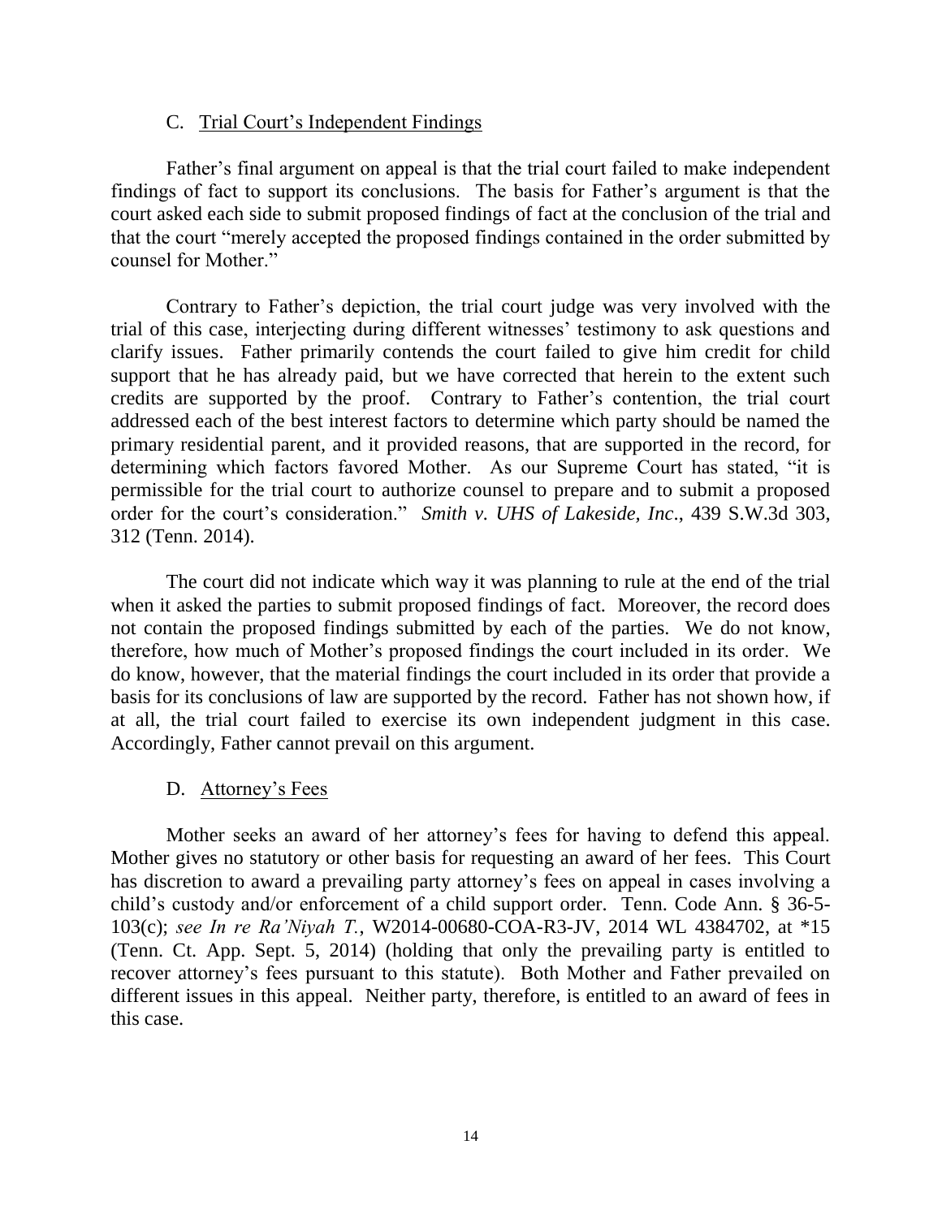### C. Trial Court's Independent Findings

Father's final argument on appeal is that the trial court failed to make independent findings of fact to support its conclusions. The basis for Father's argument is that the court asked each side to submit proposed findings of fact at the conclusion of the trial and that the court "merely accepted the proposed findings contained in the order submitted by counsel for Mother."

Contrary to Father's depiction, the trial court judge was very involved with the trial of this case, interjecting during different witnesses' testimony to ask questions and clarify issues. Father primarily contends the court failed to give him credit for child support that he has already paid, but we have corrected that herein to the extent such credits are supported by the proof. Contrary to Father's contention, the trial court addressed each of the best interest factors to determine which party should be named the primary residential parent, and it provided reasons, that are supported in the record, for determining which factors favored Mother. As our Supreme Court has stated, "it is permissible for the trial court to authorize counsel to prepare and to submit a proposed order for the court's consideration." *Smith v. UHS of Lakeside, Inc*., 439 S.W.3d 303, 312 (Tenn. 2014).

The court did not indicate which way it was planning to rule at the end of the trial when it asked the parties to submit proposed findings of fact. Moreover, the record does not contain the proposed findings submitted by each of the parties. We do not know, therefore, how much of Mother's proposed findings the court included in its order. We do know, however, that the material findings the court included in its order that provide a basis for its conclusions of law are supported by the record. Father has not shown how, if at all, the trial court failed to exercise its own independent judgment in this case. Accordingly, Father cannot prevail on this argument.

### D. Attorney's Fees

Mother seeks an award of her attorney's fees for having to defend this appeal. Mother gives no statutory or other basis for requesting an award of her fees. This Court has discretion to award a prevailing party attorney's fees on appeal in cases involving a child's custody and/or enforcement of a child support order. Tenn. Code Ann. § 36-5-103(c); *see In re Ra'Niyah T.*, W2014-00680-COA-R3-JV, 2014 WL 4384702, at *15 (Tenn. Ct. App. Sept. 5, 2014) (holding that only the prevailing party is entitled to recover attorney's fees pursuant to this statute). Both Mother and Father prevailed on different issues in this appeal. Neither party, therefore, is entitled to an award of fees in this case.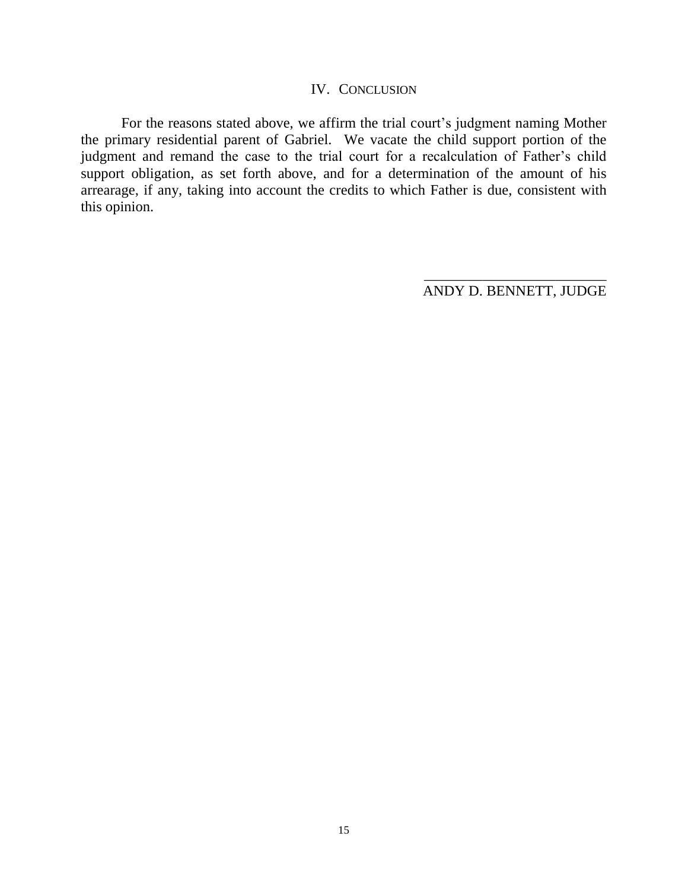## IV. CONCLUSION

For the reasons stated above, we affirm the trial court's judgment naming Mother the primary residential parent of Gabriel. We vacate the child support portion of the judgment and remand the case to the trial court for a recalculation of Father's child support obligation, as set forth above, and for a determination of the amount of his arrearage, if any, taking into account the credits to which Father is due, consistent with this opinion.

\_\_\_\_\_\_\_\_\_\_\_\_\_\_\_\_\_\_\_\_\_\_\_\_\_\_

ANDY D. BENNETT, JUDGE